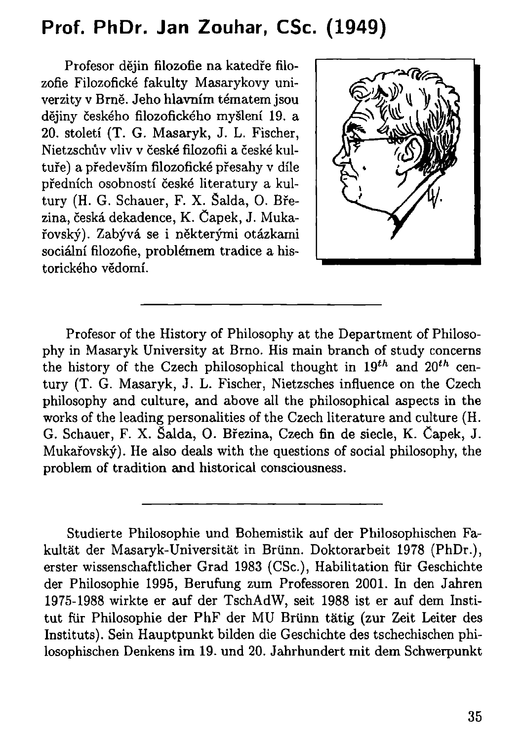## Prof. PhDr. Jan Zouhar, CSc. (1949)

Profesor dějin filozofie na katedře filozofie Filozofické fakulty Masarykovy univerzity v Brně. Jeho hlavním tématem jsou dějiny českého filozofického myšlení 19. a 20. století (T. G. Masaryk, J. L. Fischer, Nietzschův vliv v české filozofii a české kultuře) a především filozofické přesahy v díle předních osobností české literatury a kultury (H. G. Schauer, F. X. Šalda, O. Březina, česká dekadence, K. Čapek, J. Mukařovský). Zabývá se i některými otázkami sociální filozofie, problémem tradice a historického vědomí.

---

Profesor of the History of Philosophy at the Department of Philosophy in Masaryk University at Brno. His main branch of study concerns the history of the Czech philosophical thought in $19^{th}$ and $20^{th}$ century (T. G. Masaryk, J. L. Fischer, Nietzsches influence on the Czech philosophy and culture, and above all the philosophical aspects in the works of the leading personalities of the Czech literature and culture (H. G. Schauer, F. X. Šalda, O. Březina, Czech fin de siecle, K. Čapek, J. Mukařovský). He also deals with the questions of social philosophy, the problem of tradition and historical consciousness.

---

Studierte Philosophie und Bohemistik auf der Philosophischen Fakultät der Masaryk-Universität in Brünn. Doktorarbeit 1978 (PhDr.), erster wissenschaftlicher Grad 1983 (CSc.), Habilitation für Geschichte der Philosophie 1995, Berufung zum Professoren 2001. In den Jahren 1975-1988 wirkte er auf der TschAdW, seit 1988 ist er auf dem Institut für Philosophie der PhF der MU Brünn tätig (zur Zeit Leiter des Instituts). Sein Hauptpunkt bilden die Geschichte des tschechischen philosophischen Denkens im 19. und 20. Jahrhundert mit dem Schwerpunkt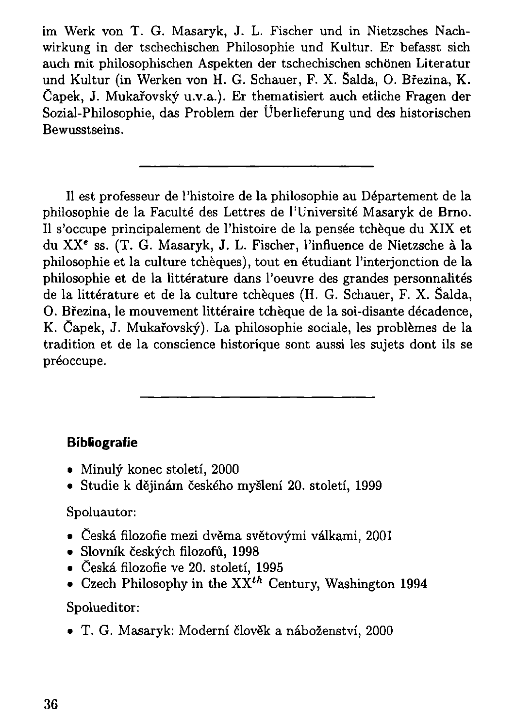im Werk von T. G. Masaryk, J. L. Fischer und in Nietzsches Nachwirkung in der tschechischen Philosophie und Kultur. Er befasst sich auch mit philosophischen Aspekten der tschechischen schönen Literatur und Kultur (in Werken von H. G. Schauer, F. X. Šalda, O. Březina, K. Čapek, J. Mukařovský u.v.a.). Er thematisiert auch etliche Fragen der Sozial-Philosophie, das Problem der Überlieferung und des historischen Bewusstseins.

---

Il est professeur de l'histoire de la philosophie au Département de la philosophie de la Faculté des Lettres de l'Université Masaryk de Brno. Il s'occupe principalement de l'histoire de la pensée tchèque du XIX et du XX$^{e}$ ss. (T. G. Masaryk, J. L. Fischer, l'influence de Nietzsche à la philosophie et la culture tchèques), tout en étudiant l'interjonction de la philosophie et de la littérature dans l'oeuvre des grandes personnalités de la littérature et de la culture tchèques (H. G. Schauer, F. X. Šalda, O. Březina, le mouvement littéraire tchèque de la soi-disante décadence, K. Čapek, J. Mukařovský). La philosophie sociale, les problèmes de la tradition et de la conscience historique sont aussi les sujets dont ils se préoccupe.

---

**Bibliografie**

- Minulý konec století, 2000
- Studie k dějinám českého myšlení 20. století, 1999

Spoluautor:

- Česká filozofie mezi dvěma světovými válkami, 2001
- Slovník českých filozofů, 1998
- Česká filozofie ve 20. století, 1995
- Czech Philosophy in the XX$^{th}$ Century, Washington 1994

Spolueditor:

- T. G. Masaryk: Moderní člověk a náboženství, 2000